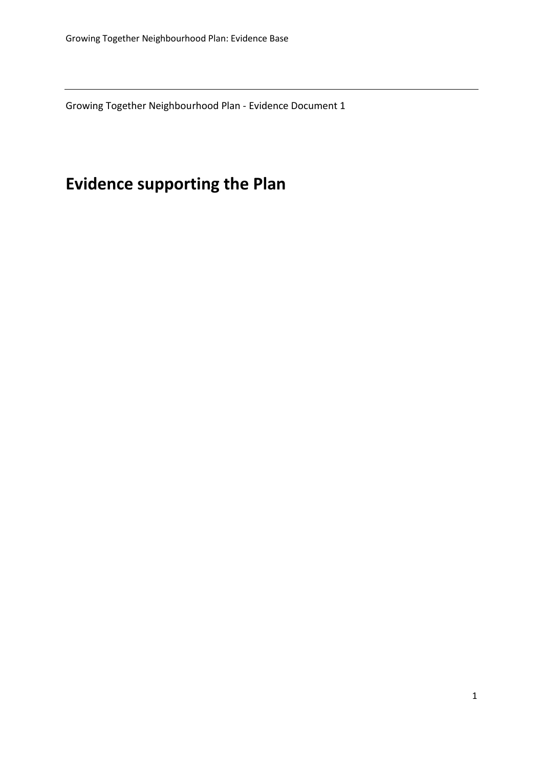Growing Together Neighbourhood Plan - Evidence Document 1

# Evidence supporting the Plan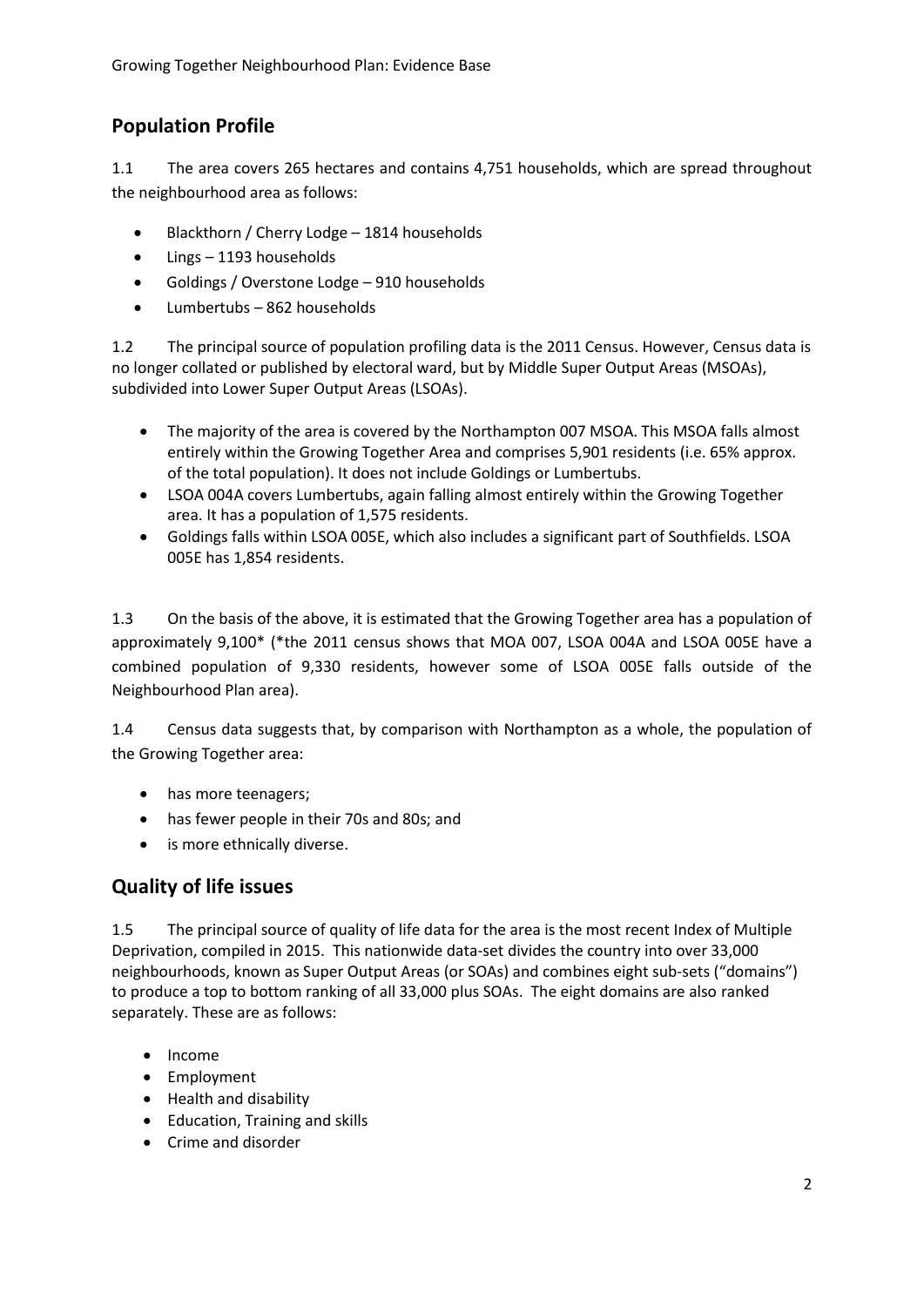## Population Profile

1.1 The area covers 265 hectares and contains 4,751 households, which are spread throughout the neighbourhood area as follows:

- Blackthorn / Cherry Lodge – 1814 households
- Lings – 1193 households
- Goldings / Overstone Lodge – 910 households
- Lumbertubs – 862 households

1.2 The principal source of population profiling data is the 2011 Census. However, Census data is no longer collated or published by electoral ward, but by Middle Super Output Areas (MSOAs), subdivided into Lower Super Output Areas (LSOAs).

- The majority of the area is covered by the Northampton 007 MSOA. This MSOA falls almost entirely within the Growing Together Area and comprises 5,901 residents (i.e. 65% approx. of the total population). It does not include Goldings or Lumbertubs.
- LSOA 004A covers Lumbertubs, again falling almost entirely within the Growing Together area. It has a population of 1,575 residents.
- Goldings falls within LSOA 005E, which also includes a significant part of Southfields. LSOA 005E has 1,854 residents.

1.3 On the basis of the above, it is estimated that the Growing Together area has a population of approximately 9,100* (*the 2011 census shows that MOA 007, LSOA 004A and LSOA 005E have a combined population of 9,330 residents, however some of LSOA 005E falls outside of the Neighbourhood Plan area).

1.4 Census data suggests that, by comparison with Northampton as a whole, the population of the Growing Together area:

- has more teenagers;
- has fewer people in their 70s and 80s; and
- is more ethnically diverse.

## Quality of life issues

1.5 The principal source of quality of life data for the area is the most recent Index of Multiple Deprivation, compiled in 2015. This nationwide data-set divides the country into over 33,000 neighbourhoods, known as Super Output Areas (or SOAs) and combines eight sub-sets ("domains") to produce a top to bottom ranking of all 33,000 plus SOAs. The eight domains are also ranked separately. These are as follows:

- Income
- Employment
- Health and disability
- Education, Training and skills
- Crime and disorder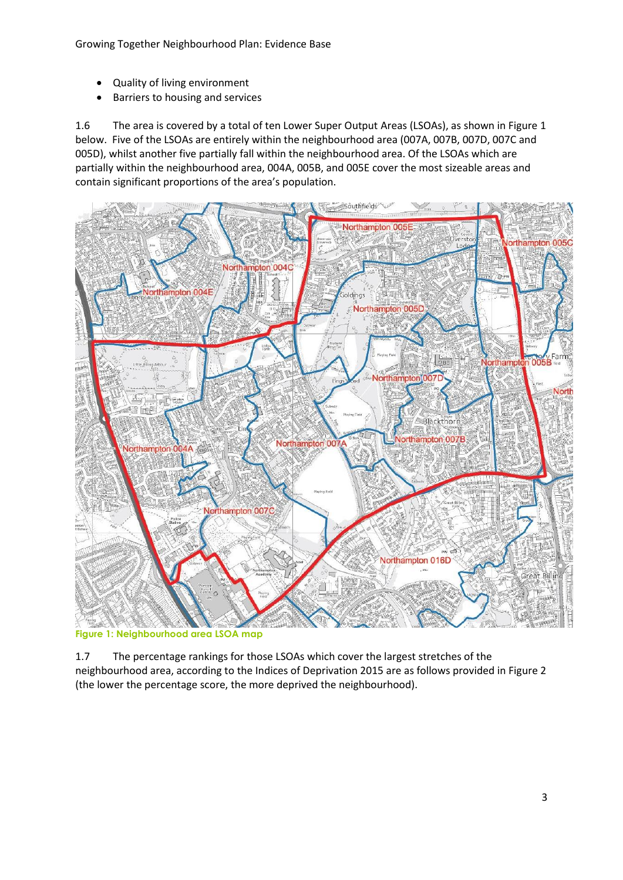- Quality of living environment
- Barriers to housing and services

1.6 The area is covered by a total of ten Lower Super Output Areas (LSOAs), as shown in Figure 1 below. Five of the LSOAs are entirely within the neighbourhood area (007A, 007B, 007D, 007C and 005D), whilst another five partially fall within the neighbourhood area. Of the LSOAs which are partially within the neighbourhood area, 004A, 005B, and 005E cover the most sizeable areas and contain significant proportions of the area's population.

**Figure 1: Neighbourhood area LSOA map**

1.7 The percentage rankings for those LSOAs which cover the largest stretches of the neighbourhood area, according to the Indices of Deprivation 2015 are as follows provided in Figure 2 (the lower the percentage score, the more deprived the neighbourhood).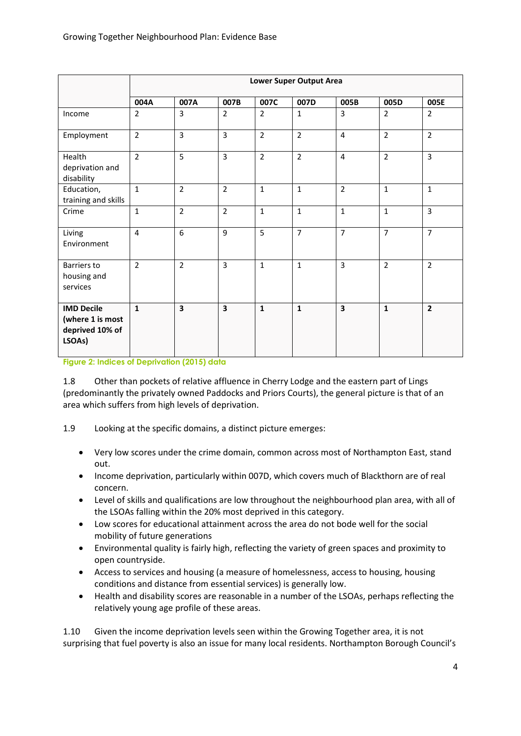| | Lower Super Output Area | | | | | | | |
|---|---|---|---|---|---|---|---|---|
| | **004A** | **007A** | **007B** | **007C** | **007D** | **005B** | **005D** | **005E** |
| Income | 2 | 3 | 2 | 2 | 1 | 3 | 2 | 2 |
| Employment | 2 | 3 | 3 | 2 | 2 | 4 | 2 | 2 |
| Health deprivation and disability | 2 | 5 | 3 | 2 | 2 | 4 | 2 | 3 |
| Education, training and skills | 1 | 2 | 2 | 1 | 1 | 2 | 1 | 1 |
| Crime | 1 | 2 | 2 | 1 | 1 | 1 | 1 | 3 |
| Living Environment | 4 | 6 | 9 | 5 | 7 | 7 | 7 | 7 |
| Barriers to housing and services | 2 | 2 | 3 | 1 | 1 | 3 | 2 | 2 |
| **IMD Decile (where 1 is most deprived 10% of LSOAs)** | **1** | **3** | **3** | **1** | **1** | **3** | **1** | **2** |

Figure 2: Indices of Deprivation (2015) data

1.8 Other than pockets of relative affluence in Cherry Lodge and the eastern part of Lings (predominantly the privately owned Paddocks and Priors Courts), the general picture is that of an area which suffers from high levels of deprivation.

1.9 Looking at the specific domains, a distinct picture emerges:

- Very low scores under the crime domain, common across most of Northampton East, stand out.
- Income deprivation, particularly within 007D, which covers much of Blackthorn are of real concern.
- Level of skills and qualifications are low throughout the neighbourhood plan area, with all of the LSOAs falling within the 20% most deprived in this category.
- Low scores for educational attainment across the area do not bode well for the social mobility of future generations
- Environmental quality is fairly high, reflecting the variety of green spaces and proximity to open countryside.
- Access to services and housing (a measure of homelessness, access to housing, housing conditions and distance from essential services) is generally low.
- Health and disability scores are reasonable in a number of the LSOAs, perhaps reflecting the relatively young age profile of these areas.

1.10 Given the income deprivation levels seen within the Growing Together area, it is not surprising that fuel poverty is also an issue for many local residents. Northampton Borough Council's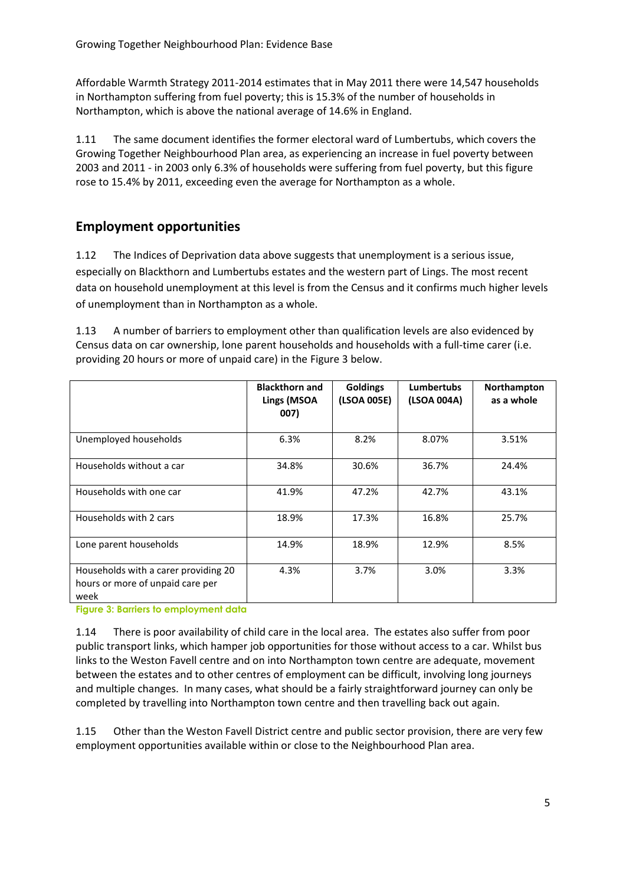Affordable Warmth Strategy 2011-2014 estimates that in May 2011 there were 14,547 households in Northampton suffering from fuel poverty; this is 15.3% of the number of households in Northampton, which is above the national average of 14.6% in England.

1.11 The same document identifies the former electoral ward of Lumbertubs, which covers the Growing Together Neighbourhood Plan area, as experiencing an increase in fuel poverty between 2003 and 2011 - in 2003 only 6.3% of households were suffering from fuel poverty, but this figure rose to 15.4% by 2011, exceeding even the average for Northampton as a whole.

## Employment opportunities

1.12 The Indices of Deprivation data above suggests that unemployment is a serious issue, especially on Blackthorn and Lumbertubs estates and the western part of Lings. The most recent data on household unemployment at this level is from the Census and it confirms much higher levels of unemployment than in Northampton as a whole.

1.13 A number of barriers to employment other than qualification levels are also evidenced by Census data on car ownership, lone parent households and households with a full-time carer (i.e. providing 20 hours or more of unpaid care) in the Figure 3 below.

| | Blackthorn and Lings (MSOA 007) | Goldings (LSOA 005E) | Lumbertubs (LSOA 004A) | Northampton as a whole |
|---|---|---|---|---|
| Unemployed households | 6.3% | 8.2% | 8.07% | 3.51% |
| Households without a car | 34.8% | 30.6% | 36.7% | 24.4% |
| Households with one car | 41.9% | 47.2% | 42.7% | 43.1% |
| Households with 2 cars | 18.9% | 17.3% | 16.8% | 25.7% |
| Lone parent households | 14.9% | 18.9% | 12.9% | 8.5% |
| Households with a carer providing 20 hours or more of unpaid care per week | 4.3% | 3.7% | 3.0% | 3.3% |

**Figure 3: Barriers to employment data**

1.14 There is poor availability of child care in the local area. The estates also suffer from poor public transport links, which hamper job opportunities for those without access to a car. Whilst bus links to the Weston Favell centre and on into Northampton town centre are adequate, movement between the estates and to other centres of employment can be difficult, involving long journeys and multiple changes. In many cases, what should be a fairly straightforward journey can only be completed by travelling into Northampton town centre and then travelling back out again.

1.15 Other than the Weston Favell District centre and public sector provision, there are very few employment opportunities available within or close to the Neighbourhood Plan area.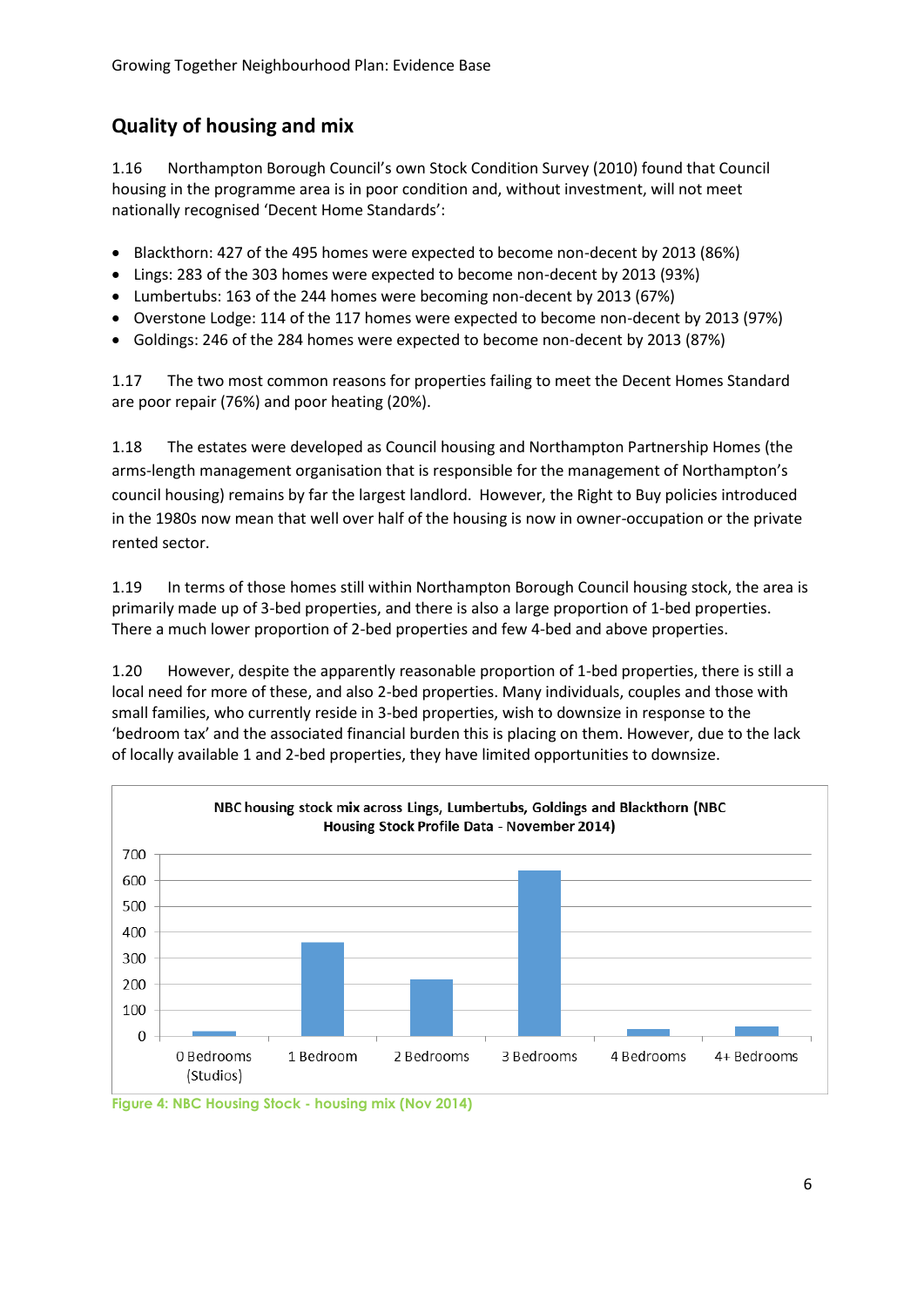## Quality of housing and mix

1.16 Northampton Borough Council's own Stock Condition Survey (2010) found that Council housing in the programme area is in poor condition and, without investment, will not meet nationally recognised 'Decent Home Standards':

- Blackthorn: 427 of the 495 homes were expected to become non-decent by 2013 (86%)
- Lings: 283 of the 303 homes were expected to become non-decent by 2013 (93%)
- Lumbertubs: 163 of the 244 homes were becoming non-decent by 2013 (67%)
- Overstone Lodge: 114 of the 117 homes were expected to become non-decent by 2013 (97%)
- Goldings: 246 of the 284 homes were expected to become non-decent by 2013 (87%)

1.17 The two most common reasons for properties failing to meet the Decent Homes Standard are poor repair (76%) and poor heating (20%).

1.18 The estates were developed as Council housing and Northampton Partnership Homes (the arms-length management organisation that is responsible for the management of Northampton's council housing) remains by far the largest landlord. However, the Right to Buy policies introduced in the 1980s now mean that well over half of the housing is now in owner-occupation or the private rented sector.

1.19 In terms of those homes still within Northampton Borough Council housing stock, the area is primarily made up of 3-bed properties, and there is also a large proportion of 1-bed properties. There a much lower proportion of 2-bed properties and few 4-bed and above properties.

1.20 However, despite the apparently reasonable proportion of 1-bed properties, there is still a local need for more of these, and also 2-bed properties. Many individuals, couples and those with small families, who currently reside in 3-bed properties, wish to downsize in response to the 'bedroom tax' and the associated financial burden this is placing on them. However, due to the lack of locally available 1 and 2-bed properties, they have limited opportunities to downsize.

NBC housing stock mix across Lings, Lumbertubs, Goldings and Blackthorn (NBC Housing Stock Profile Data - November 2014)

700
600
500
400
300
200
100
0

0 Bedrooms (Studios)
1 Bedroom
2 Bedrooms
3 Bedrooms
4 Bedrooms
4+ Bedrooms

Figure 4: NBC Housing Stock - housing mix (Nov 2014)